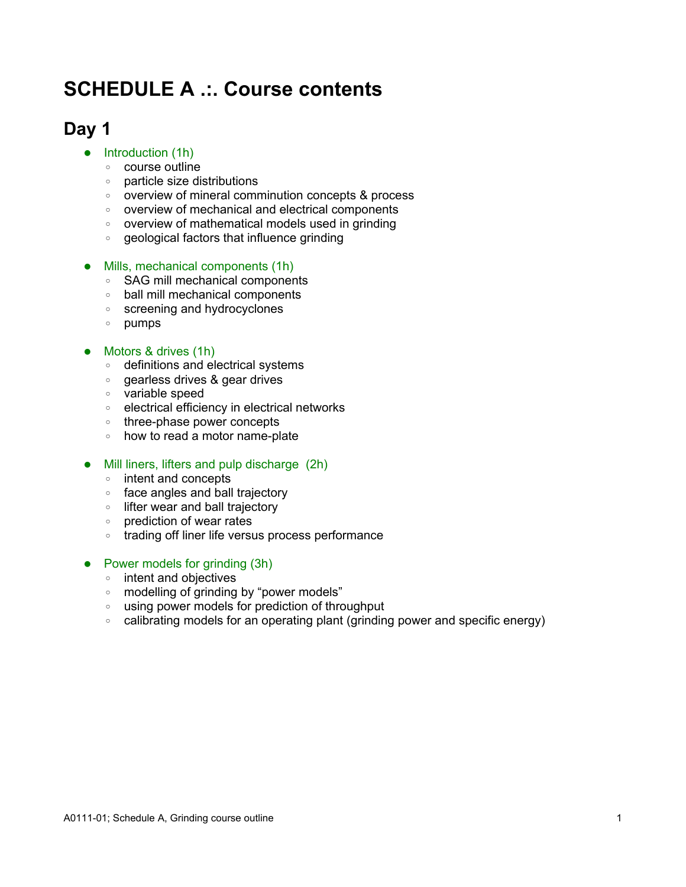# SCHEDULE A .:. Course contents

## Day 1

- Introduction (1h)
  - course outline
  - particle size distributions
  - overview of mineral comminution concepts & process
  - overview of mechanical and electrical components
  - overview of mathematical models used in grinding
  - geological factors that influence grinding

- Mills, mechanical components (1h)
  - SAG mill mechanical components
  - ball mill mechanical components
  - screening and hydrocyclones
  - pumps

- Motors & drives (1h)
  - definitions and electrical systems
  - gearless drives & gear drives
  - variable speed
  - electrical efficiency in electrical networks
  - three-phase power concepts
  - how to read a motor name-plate

- Mill liners, lifters and pulp discharge  (2h)
  - intent and concepts
  - face angles and ball trajectory
  - lifter wear and ball trajectory
  - prediction of wear rates
  - trading off liner life versus process performance

- Power models for grinding (3h)
  - intent and objectives
  - modelling of grinding by “power models”
  - using power models for prediction of throughput
  - calibrating models for an operating plant (grinding power and specific energy)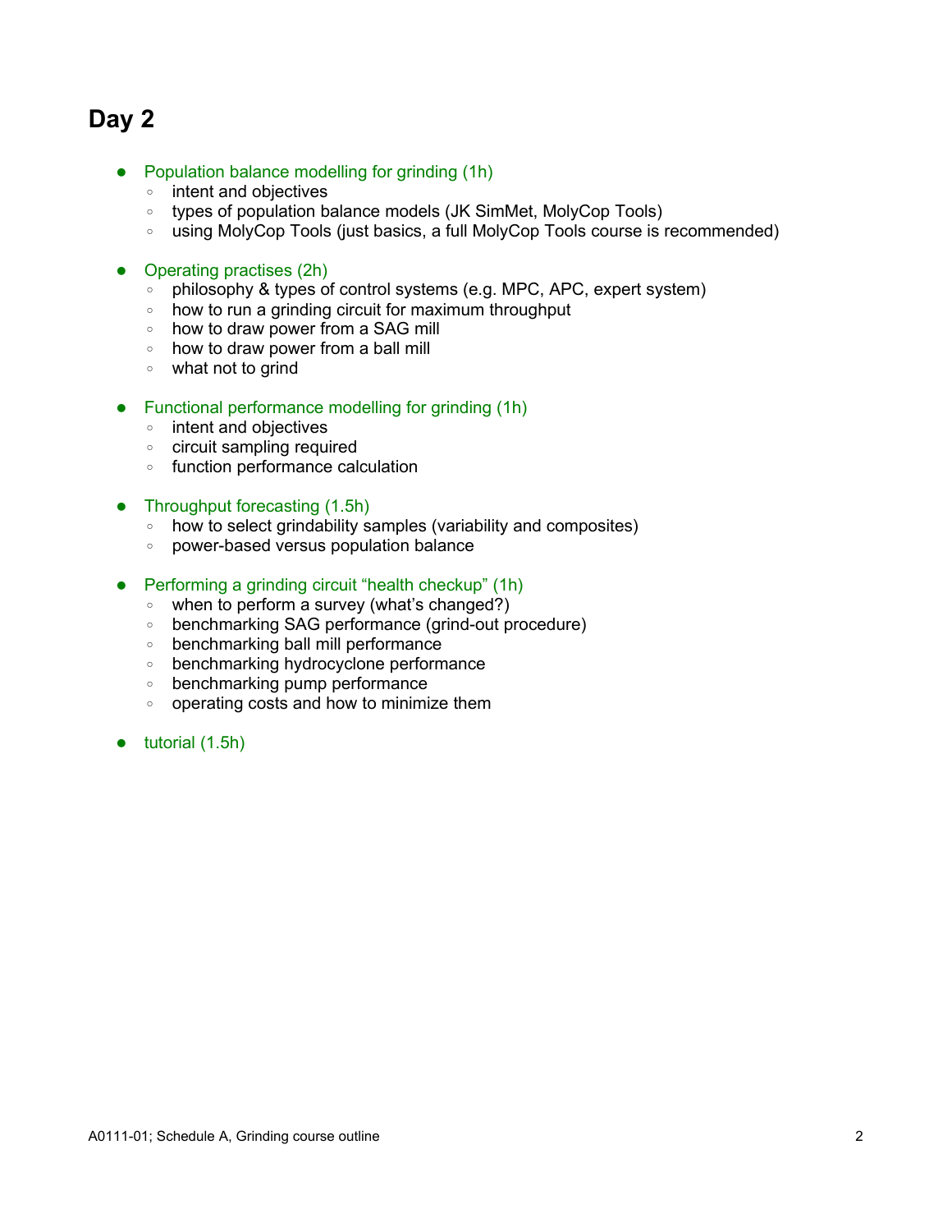# Day 2

- Population balance modelling for grinding (1h)
  - intent and objectives
  - types of population balance models (JK SimMet, MolyCop Tools)
  - using MolyCop Tools (just basics, a full MolyCop Tools course is recommended)

- Operating practises (2h)
  - philosophy & types of control systems (e.g. MPC, APC, expert system)
  - how to run a grinding circuit for maximum throughput
  - how to draw power from a SAG mill
  - how to draw power from a ball mill
  - what not to grind

- Functional performance modelling for grinding (1h)
  - intent and objectives
  - circuit sampling required
  - function performance calculation

- Throughput forecasting (1.5h)
  - how to select grindability samples (variability and composites)
  - power-based versus population balance

- Performing a grinding circuit "health checkup" (1h)
  - when to perform a survey (what's changed?)
  - benchmarking SAG performance (grind-out procedure)
  - benchmarking ball mill performance
  - benchmarking hydrocyclone performance
  - benchmarking pump performance
  - operating costs and how to minimize them

- tutorial (1.5h)